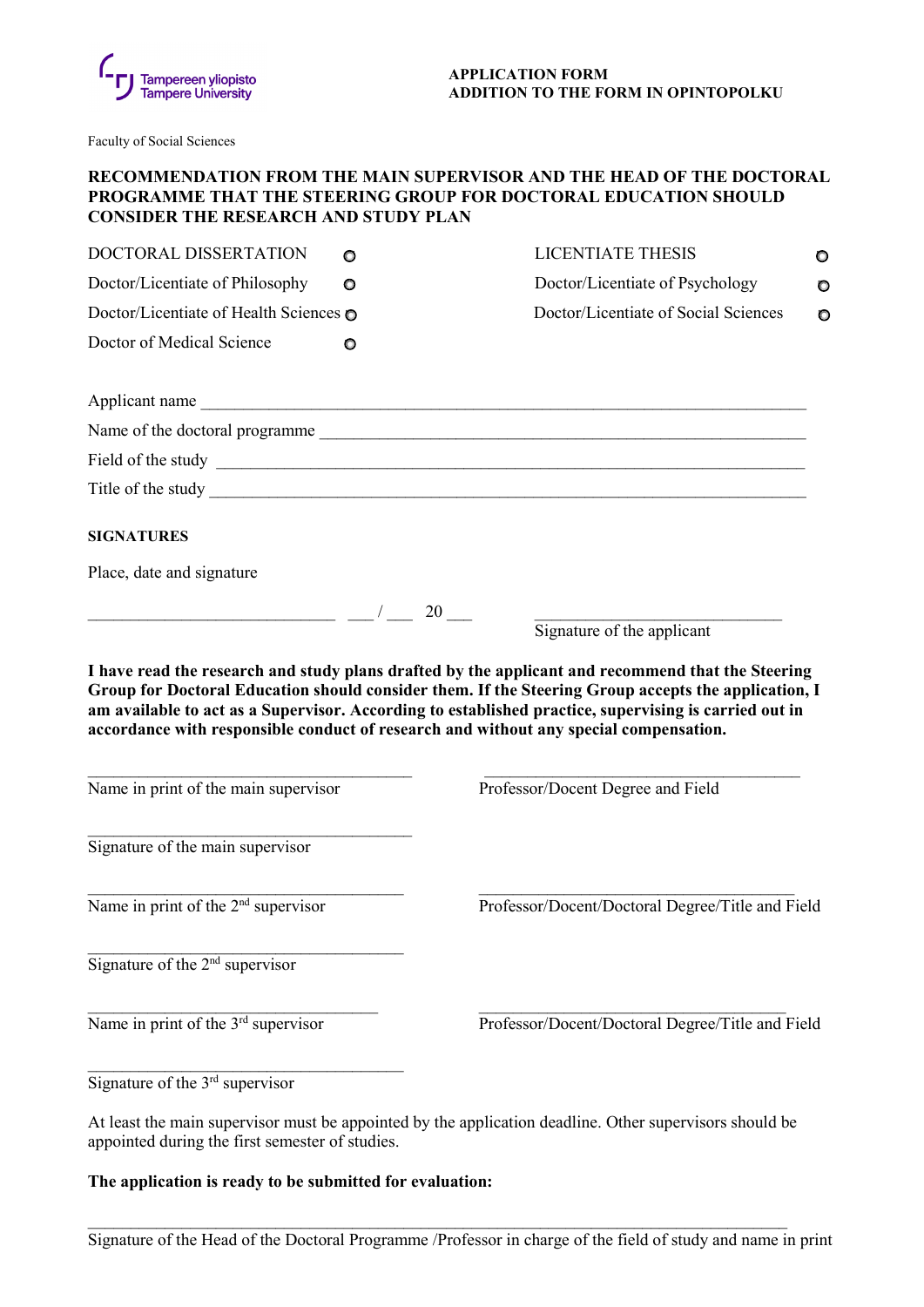Tampereen yliopisto
Tampere University

**APPLICATION FORM**
**ADDITION TO THE FORM IN OPINTOPOLKU**

Faculty of Social Sciences

**RECOMMENDATION FROM THE MAIN SUPERVISOR AND THE HEAD OF THE DOCTORAL PROGRAMME THAT THE STEERING GROUP FOR DOCTORAL EDUCATION SHOULD CONSIDER THE RESEARCH AND STUDY PLAN**

| | | | |
|---|---|---|---|
| DOCTORAL DISSERTATION | ○ | LICENTIATE THESIS | ○ |
| Doctor/Licentiate of Philosophy | ○ | Doctor/Licentiate of Psychology | ○ |
| Doctor/Licentiate of Health Sciences | ○ | Doctor/Licentiate of Social Sciences | ○ |
| Doctor of Medical Science | ○ | | |

Applicant name ______________________________________________________________

Name of the doctoral programme ______________________________________________

Field of the study ____________________________________________________________

Title of the study ____________________________________________________________

**SIGNATURES**

Place, date and signature

_____________________________ ___ / ___ 20 ___ _____________________________
Signature of the applicant

**I have read the research and study plans drafted by the applicant and recommend that the Steering Group for Doctoral Education should consider them. If the Steering Group accepts the application, I am available to act as a Supervisor. According to established practice, supervising is carried out in accordance with responsible conduct of research and without any special compensation.**

_______________________________________ _______________________________________
Name in print of the main supervisor Professor/Docent Degree and Field

_______________________________________
Signature of the main supervisor

_______________________________________ _______________________________________
Name in print of the 2nd supervisor Professor/Docent/Doctoral Degree/Title and Field

_______________________________________
Signature of the 2nd supervisor

_______________________________________ _______________________________________
Name in print of the 3rd supervisor Professor/Docent/Doctoral Degree/Title and Field

_______________________________________
Signature of the 3rd supervisor

At least the main supervisor must be appointed by the application deadline. Other supervisors should be appointed during the first semester of studies.

**The application is ready to be submitted for evaluation:**

_____________________________________________________________________________
Signature of the Head of the Doctoral Programme /Professor in charge of the field of study and name in print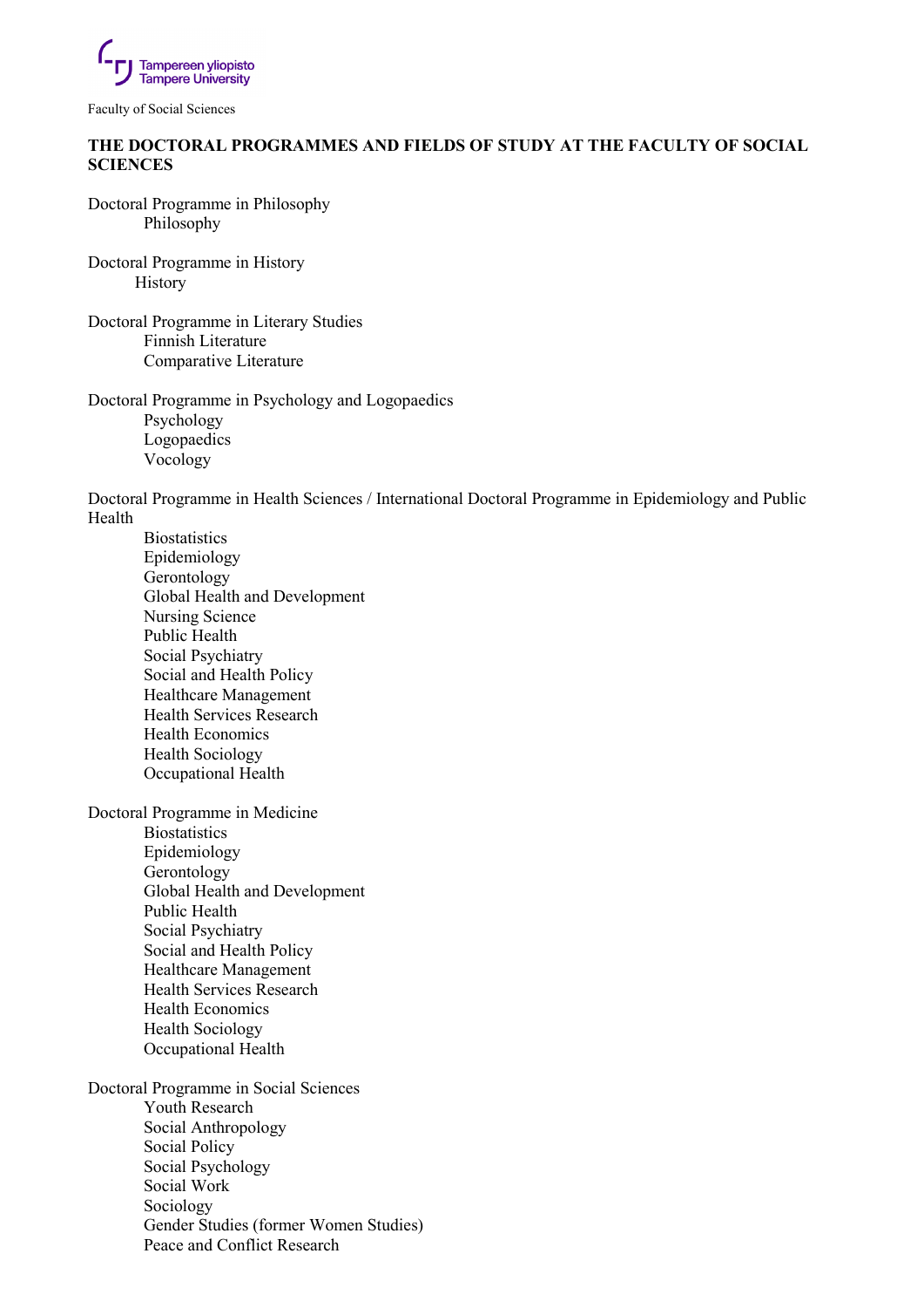Faculty of Social Sciences

**THE DOCTORAL PROGRAMMES AND FIELDS OF STUDY AT THE FACULTY OF SOCIAL SCIENCES**

Doctoral Programme in Philosophy
- Philosophy

Doctoral Programme in History
- History

Doctoral Programme in Literary Studies
- Finnish Literature
- Comparative Literature

Doctoral Programme in Psychology and Logopaedics
- Psychology
- Logopaedics
- Vocology

Doctoral Programme in Health Sciences / International Doctoral Programme in Epidemiology and Public Health
- Biostatistics
- Epidemiology
- Gerontology
- Global Health and Development
- Nursing Science
- Public Health
- Social Psychiatry
- Social and Health Policy
- Healthcare Management
- Health Services Research
- Health Economics
- Health Sociology
- Occupational Health

Doctoral Programme in Medicine
- Biostatistics
- Epidemiology
- Gerontology
- Global Health and Development
- Public Health
- Social Psychiatry
- Social and Health Policy
- Healthcare Management
- Health Services Research
- Health Economics
- Health Sociology
- Occupational Health

Doctoral Programme in Social Sciences
- Youth Research
- Social Anthropology
- Social Policy
- Social Psychology
- Social Work
- Sociology
- Gender Studies (former Women Studies)
- Peace and Conflict Research